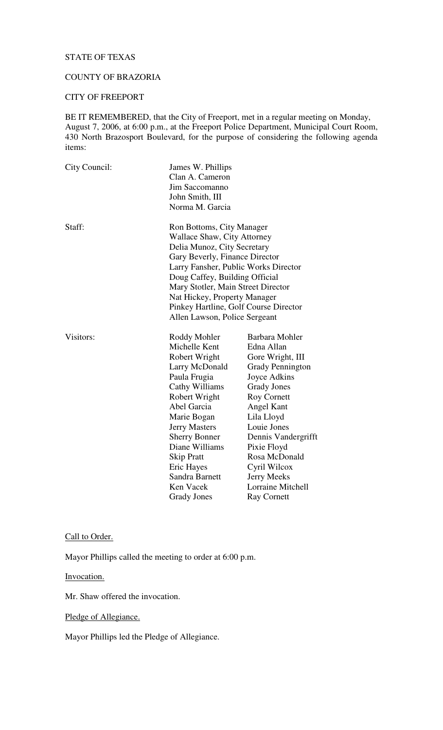STATE OF TEXAS

COUNTY OF BRAZORIA

CITY OF FREEPORT

BE IT REMEMBERED, that the City of Freeport, met in a regular meeting on Monday, August 7, 2006, at 6:00 p.m., at the Freeport Police Department, Municipal Court Room, 430 North Brazosport Boulevard, for the purpose of considering the following agenda items:

| | | |
|---|---|---|
| City Council: | James W. Phillips | |
| | Clan A. Cameron | |
| | Jim Saccomanno | |
| | John Smith, III | |
| | Norma M. Garcia | |
| Staff: | Ron Bottoms, City Manager | |
| | Wallace Shaw, City Attorney | |
| | Delia Munoz, City Secretary | |
| | Gary Beverly, Finance Director | |
| | Larry Fansher, Public Works Director | |
| | Doug Caffey, Building Official | |
| | Mary Stotler, Main Street Director | |
| | Nat Hickey, Property Manager | |
| | Pinkey Hartline, Golf Course Director | |
| | Allen Lawson, Police Sergeant | |
| Visitors: | Roddy Mohler | Barbara Mohler |
| | Michelle Kent | Edna Allan |
| | Robert Wright | Gore Wright, III |
| | Larry McDonald | Grady Pennington |
| | Paula Frugia | Joyce Adkins |
| | Cathy Williams | Grady Jones |
| | Robert Wright | Roy Cornett |
| | Abel Garcia | Angel Kant |
| | Marie Bogan | Lila Lloyd |
| | Jerry Masters | Louie Jones |
| | Sherry Bonner | Dennis Vandergrifft |
| | Diane Williams | Pixie Floyd |
| | Skip Pratt | Rosa McDonald |
| | Eric Hayes | Cyril Wilcox |
| | Sandra Barnett | Jerry Meeks |
| | Ken Vacek | Lorraine Mitchell |
| | Grady Jones | Ray Cornett |

Call to Order.

Mayor Phillips called the meeting to order at 6:00 p.m.

Invocation.

Mr. Shaw offered the invocation.

Pledge of Allegiance.

Mayor Phillips led the Pledge of Allegiance.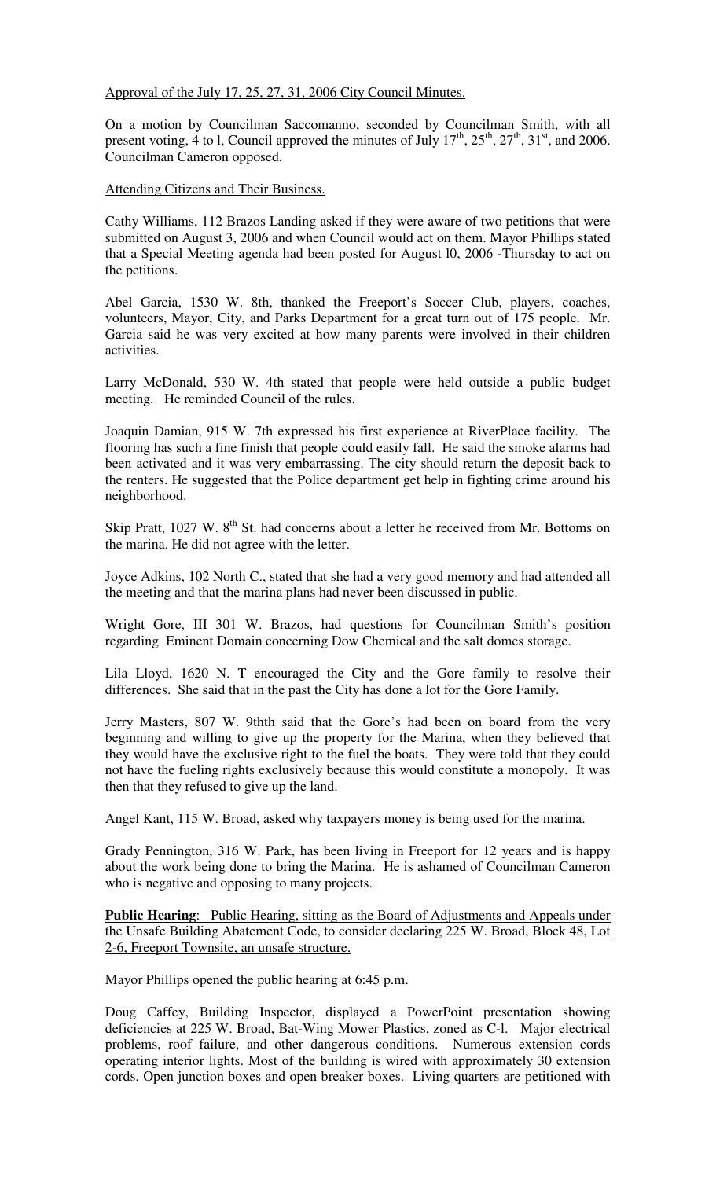Approval of the July 17, 25, 27, 31, 2006 City Council Minutes.

On a motion by Councilman Saccomanno, seconded by Councilman Smith, with all present voting, 4 to l, Council approved the minutes of July 17th, 25th, 27th, 31st, and 2006. Councilman Cameron opposed.

Attending Citizens and Their Business.

Cathy Williams, 112 Brazos Landing asked if they were aware of two petitions that were submitted on August 3, 2006 and when Council would act on them. Mayor Phillips stated that a Special Meeting agenda had been posted for August l0, 2006 -Thursday to act on the petitions.

Abel Garcia, 1530 W. 8th, thanked the Freeport's Soccer Club, players, coaches, volunteers, Mayor, City, and Parks Department for a great turn out of 175 people. Mr. Garcia said he was very excited at how many parents were involved in their children activities.

Larry McDonald, 530 W. 4th stated that people were held outside a public budget meeting. He reminded Council of the rules.

Joaquin Damian, 915 W. 7th expressed his first experience at RiverPlace facility. The flooring has such a fine finish that people could easily fall. He said the smoke alarms had been activated and it was very embarrassing. The city should return the deposit back to the renters. He suggested that the Police department get help in fighting crime around his neighborhood.

Skip Pratt, 1027 W. 8th St. had concerns about a letter he received from Mr. Bottoms on the marina. He did not agree with the letter.

Joyce Adkins, 102 North C., stated that she had a very good memory and had attended all the meeting and that the marina plans had never been discussed in public.

Wright Gore, III 301 W. Brazos, had questions for Councilman Smith's position regarding Eminent Domain concerning Dow Chemical and the salt domes storage.

Lila Lloyd, 1620 N. T encouraged the City and the Gore family to resolve their differences. She said that in the past the City has done a lot for the Gore Family.

Jerry Masters, 807 W. 9thth said that the Gore's had been on board from the very beginning and willing to give up the property for the Marina, when they believed that they would have the exclusive right to the fuel the boats. They were told that they could not have the fueling rights exclusively because this would constitute a monopoly. It was then that they refused to give up the land.

Angel Kant, 115 W. Broad, asked why taxpayers money is being used for the marina.

Grady Pennington, 316 W. Park, has been living in Freeport for 12 years and is happy about the work being done to bring the Marina. He is ashamed of Councilman Cameron who is negative and opposing to many projects.

**Public Hearing**: Public Hearing, sitting as the Board of Adjustments and Appeals under the Unsafe Building Abatement Code, to consider declaring 225 W. Broad, Block 48, Lot 2-6, Freeport Townsite, an unsafe structure.

Mayor Phillips opened the public hearing at 6:45 p.m.

Doug Caffey, Building Inspector, displayed a PowerPoint presentation showing deficiencies at 225 W. Broad, Bat-Wing Mower Plastics, zoned as C-l. Major electrical problems, roof failure, and other dangerous conditions. Numerous extension cords operating interior lights. Most of the building is wired with approximately 30 extension cords. Open junction boxes and open breaker boxes. Living quarters are petitioned with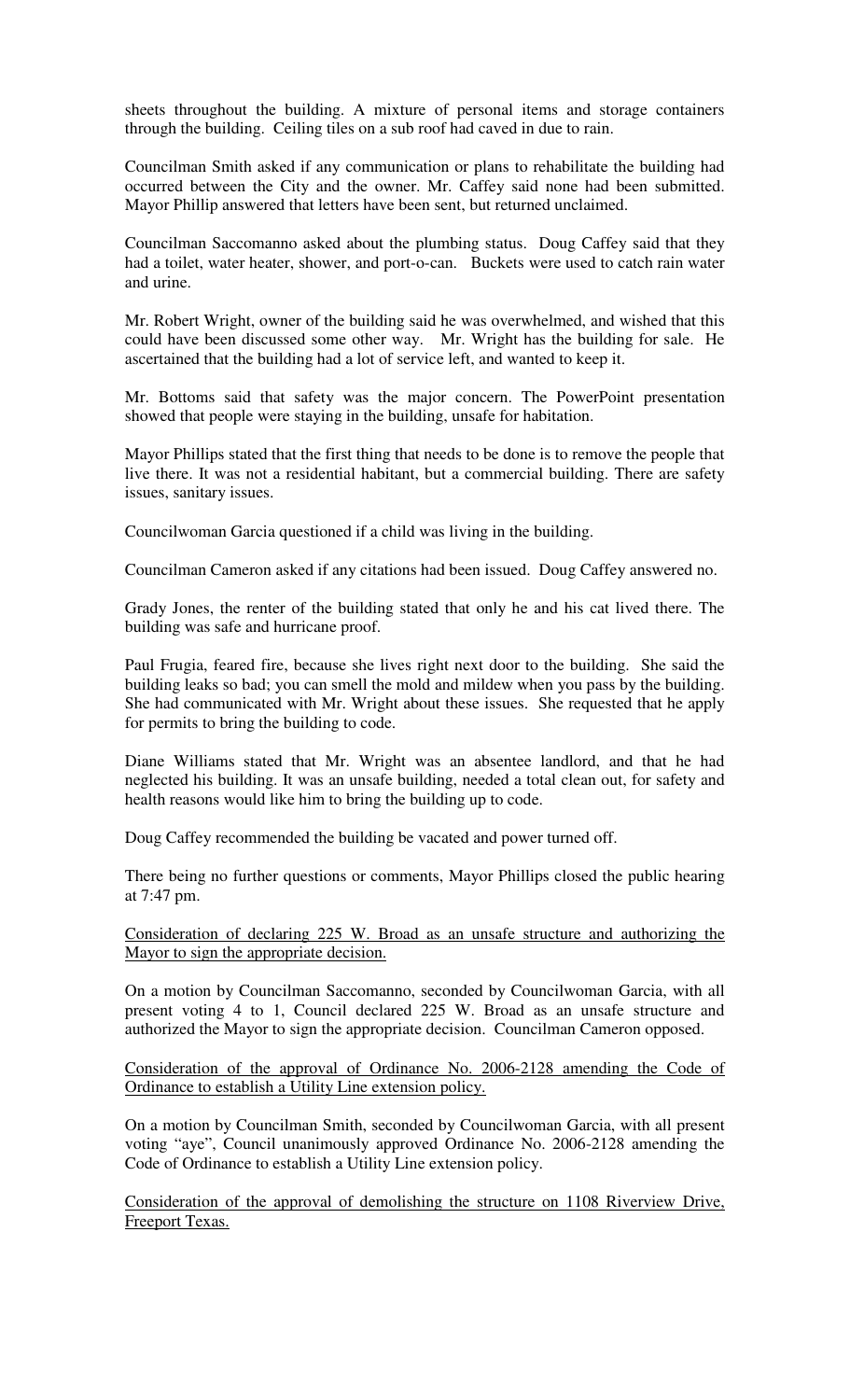sheets throughout the building. A mixture of personal items and storage containers through the building. Ceiling tiles on a sub roof had caved in due to rain.

Councilman Smith asked if any communication or plans to rehabilitate the building had occurred between the City and the owner. Mr. Caffey said none had been submitted. Mayor Phillip answered that letters have been sent, but returned unclaimed.

Councilman Saccomanno asked about the plumbing status. Doug Caffey said that they had a toilet, water heater, shower, and port-o-can. Buckets were used to catch rain water and urine.

Mr. Robert Wright, owner of the building said he was overwhelmed, and wished that this could have been discussed some other way. Mr. Wright has the building for sale. He ascertained that the building had a lot of service left, and wanted to keep it.

Mr. Bottoms said that safety was the major concern. The PowerPoint presentation showed that people were staying in the building, unsafe for habitation.

Mayor Phillips stated that the first thing that needs to be done is to remove the people that live there. It was not a residential habitant, but a commercial building. There are safety issues, sanitary issues.

Councilwoman Garcia questioned if a child was living in the building.

Councilman Cameron asked if any citations had been issued. Doug Caffey answered no.

Grady Jones, the renter of the building stated that only he and his cat lived there. The building was safe and hurricane proof.

Paul Frugia, feared fire, because she lives right next door to the building. She said the building leaks so bad; you can smell the mold and mildew when you pass by the building. She had communicated with Mr. Wright about these issues. She requested that he apply for permits to bring the building to code.

Diane Williams stated that Mr. Wright was an absentee landlord, and that he had neglected his building. It was an unsafe building, needed a total clean out, for safety and health reasons would like him to bring the building up to code.

Doug Caffey recommended the building be vacated and power turned off.

There being no further questions or comments, Mayor Phillips closed the public hearing at 7:47 pm.

<u>Consideration of declaring 225 W. Broad as an unsafe structure and authorizing the Mayor to sign the appropriate decision.</u>

On a motion by Councilman Saccomanno, seconded by Councilwoman Garcia, with all present voting 4 to 1, Council declared 225 W. Broad as an unsafe structure and authorized the Mayor to sign the appropriate decision. Councilman Cameron opposed.

<u>Consideration of the approval of Ordinance No. 2006-2128 amending the Code of Ordinance to establish a Utility Line extension policy.</u>

On a motion by Councilman Smith, seconded by Councilwoman Garcia, with all present voting "aye", Council unanimously approved Ordinance No. 2006-2128 amending the Code of Ordinance to establish a Utility Line extension policy.

<u>Consideration of the approval of demolishing the structure on 1108 Riverview Drive, Freeport Texas.</u>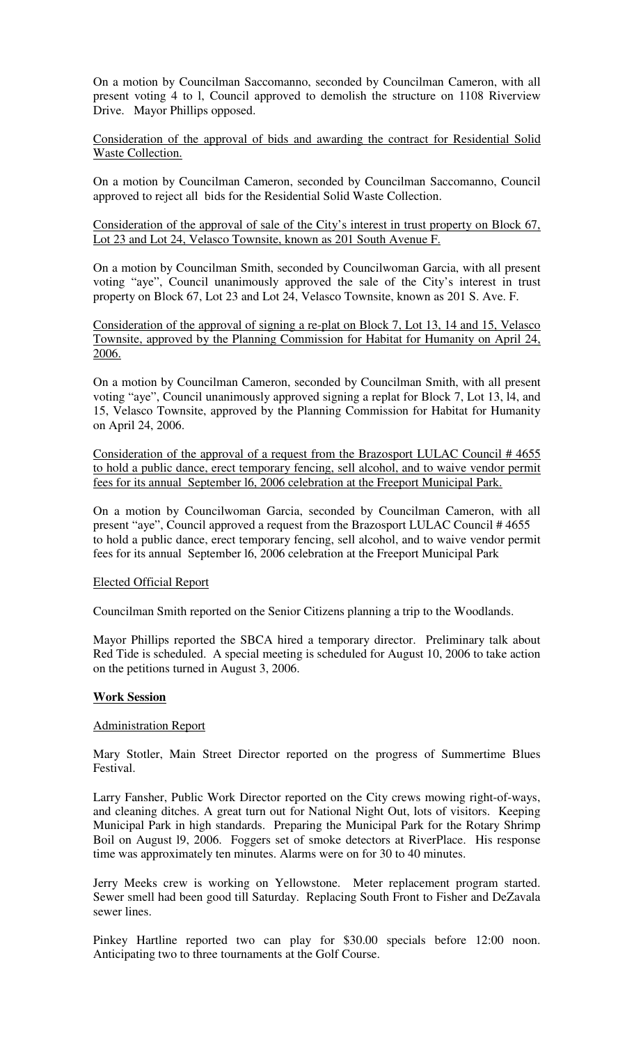On a motion by Councilman Saccomanno, seconded by Councilman Cameron, with all present voting 4 to l, Council approved to demolish the structure on 1108 Riverview Drive. Mayor Phillips opposed.

Consideration of the approval of bids and awarding the contract for Residential Solid Waste Collection.

On a motion by Councilman Cameron, seconded by Councilman Saccomanno, Council approved to reject all bids for the Residential Solid Waste Collection.

Consideration of the approval of sale of the City's interest in trust property on Block 67, Lot 23 and Lot 24, Velasco Townsite, known as 201 South Avenue F.

On a motion by Councilman Smith, seconded by Councilwoman Garcia, with all present voting "aye", Council unanimously approved the sale of the City's interest in trust property on Block 67, Lot 23 and Lot 24, Velasco Townsite, known as 201 S. Ave. F.

Consideration of the approval of signing a re-plat on Block 7, Lot 13, 14 and 15, Velasco Townsite, approved by the Planning Commission for Habitat for Humanity on April 24, 2006.

On a motion by Councilman Cameron, seconded by Councilman Smith, with all present voting "aye", Council unanimously approved signing a replat for Block 7, Lot 13, l4, and 15, Velasco Townsite, approved by the Planning Commission for Habitat for Humanity on April 24, 2006.

Consideration of the approval of a request from the Brazosport LULAC Council # 4655 to hold a public dance, erect temporary fencing, sell alcohol, and to waive vendor permit fees for its annual September l6, 2006 celebration at the Freeport Municipal Park.

On a motion by Councilwoman Garcia, seconded by Councilman Cameron, with all present "aye", Council approved a request from the Brazosport LULAC Council # 4655 to hold a public dance, erect temporary fencing, sell alcohol, and to waive vendor permit fees for its annual September l6, 2006 celebration at the Freeport Municipal Park

Elected Official Report

Councilman Smith reported on the Senior Citizens planning a trip to the Woodlands.

Mayor Phillips reported the SBCA hired a temporary director. Preliminary talk about Red Tide is scheduled. A special meeting is scheduled for August 10, 2006 to take action on the petitions turned in August 3, 2006.

**Work Session**

Administration Report

Mary Stotler, Main Street Director reported on the progress of Summertime Blues Festival.

Larry Fansher, Public Work Director reported on the City crews mowing right-of-ways, and cleaning ditches. A great turn out for National Night Out, lots of visitors. Keeping Municipal Park in high standards. Preparing the Municipal Park for the Rotary Shrimp Boil on August l9, 2006. Foggers set of smoke detectors at RiverPlace. His response time was approximately ten minutes. Alarms were on for 30 to 40 minutes.

Jerry Meeks crew is working on Yellowstone. Meter replacement program started. Sewer smell had been good till Saturday. Replacing South Front to Fisher and DeZavala sewer lines.

Pinkey Hartline reported two can play for $30.00 specials before 12:00 noon. Anticipating two to three tournaments at the Golf Course.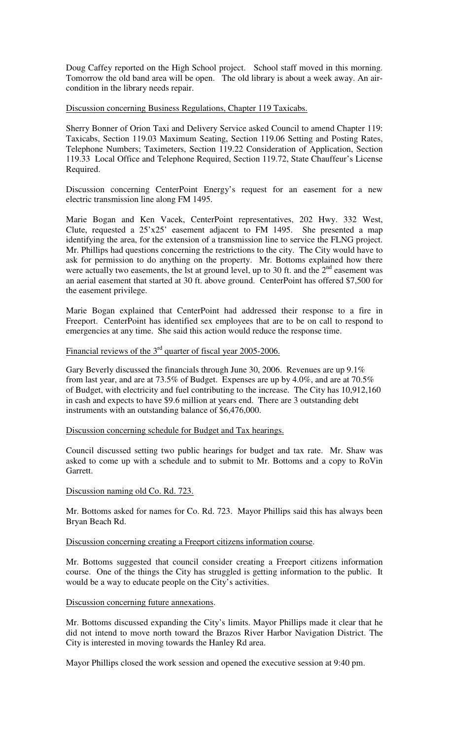Doug Caffey reported on the High School project. School staff moved in this morning. Tomorrow the old band area will be open. The old library is about a week away. An air-condition in the library needs repair.

Discussion concerning Business Regulations, Chapter 119 Taxicabs.

Sherry Bonner of Orion Taxi and Delivery Service asked Council to amend Chapter 119: Taxicabs, Section 119.03 Maximum Seating, Section 119.06 Setting and Posting Rates, Telephone Numbers; Taximeters, Section 119.22 Consideration of Application, Section 119.33 Local Office and Telephone Required, Section 119.72, State Chauffeur's License Required.

Discussion concerning CenterPoint Energy's request for an easement for a new electric transmission line along FM 1495.

Marie Bogan and Ken Vacek, CenterPoint representatives, 202 Hwy. 332 West, Clute, requested a 25'x25' easement adjacent to FM 1495. She presented a map identifying the area, for the extension of a transmission line to service the FLNG project. Mr. Phillips had questions concerning the restrictions to the city. The City would have to ask for permission to do anything on the property. Mr. Bottoms explained how there were actually two easements, the lst at ground level, up to 30 ft. and the 2nd easement was an aerial easement that started at 30 ft. above ground. CenterPoint has offered $7,500 for the easement privilege.

Marie Bogan explained that CenterPoint had addressed their response to a fire in Freeport. CenterPoint has identified sex employees that are to be on call to respond to emergencies at any time. She said this action would reduce the response time.

Financial reviews of the 3rd quarter of fiscal year 2005-2006.

Gary Beverly discussed the financials through June 30, 2006. Revenues are up 9.1% from last year, and are at 73.5% of Budget. Expenses are up by 4.0%, and are at 70.5% of Budget, with electricity and fuel contributing to the increase. The City has 10,912,160 in cash and expects to have $9.6 million at years end. There are 3 outstanding debt instruments with an outstanding balance of $6,476,000.

Discussion concerning schedule for Budget and Tax hearings.

Council discussed setting two public hearings for budget and tax rate. Mr. Shaw was asked to come up with a schedule and to submit to Mr. Bottoms and a copy to RoVin Garrett.

Discussion naming old Co. Rd. 723.

Mr. Bottoms asked for names for Co. Rd. 723. Mayor Phillips said this has always been Bryan Beach Rd.

Discussion concerning creating a Freeport citizens information course.

Mr. Bottoms suggested that council consider creating a Freeport citizens information course. One of the things the City has struggled is getting information to the public. It would be a way to educate people on the City's activities.

Discussion concerning future annexations.

Mr. Bottoms discussed expanding the City's limits. Mayor Phillips made it clear that he did not intend to move north toward the Brazos River Harbor Navigation District. The City is interested in moving towards the Hanley Rd area.

Mayor Phillips closed the work session and opened the executive session at 9:40 pm.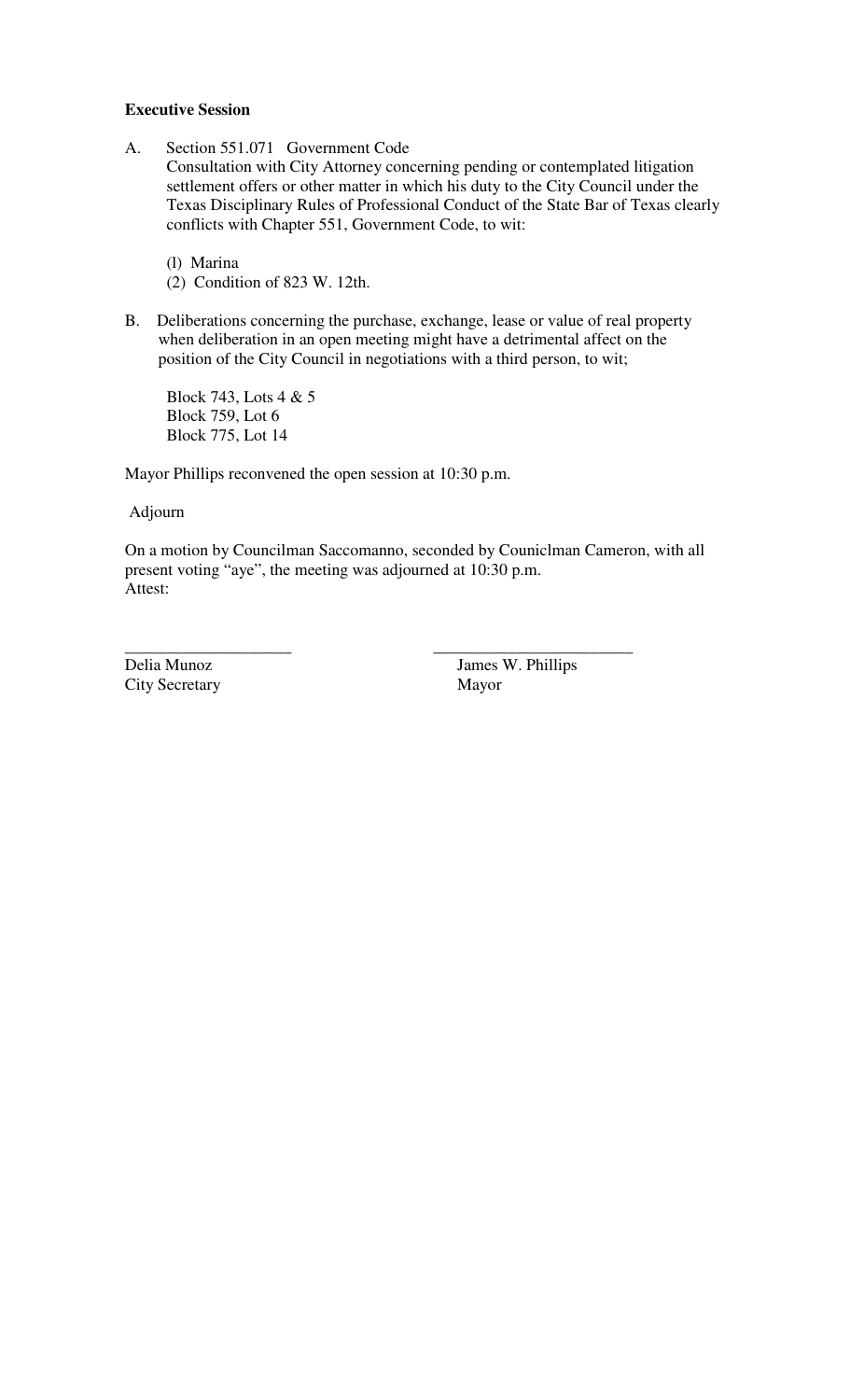**Executive Session**

A. Section 551.071 Government Code
Consultation with City Attorney concerning pending or contemplated litigation settlement offers or other matter in which his duty to the City Council under the Texas Disciplinary Rules of Professional Conduct of the State Bar of Texas clearly conflicts with Chapter 551, Government Code, to wit:

(l) Marina
(2) Condition of 823 W. 12th.

B. Deliberations concerning the purchase, exchange, lease or value of real property when deliberation in an open meeting might have a detrimental affect on the position of the City Council in negotiations with a third person, to wit;

Block 743, Lots 4 & 5
Block 759, Lot 6
Block 775, Lot 14

Mayor Phillips reconvened the open session at 10:30 p.m.

Adjourn

On a motion by Councilman Saccomanno, seconded by Couniclman Cameron, with all present voting "aye", the meeting was adjourned at 10:30 p.m.
Attest:

\_\_\_\_\_\_\_\_\_\_\_\_\_\_\_\_\_\_\_\_ \_\_\_\_\_\_\_\_\_\_\_\_\_\_\_\_\_\_\_\_\_\_\_\_

| | |
|---|---|
| Delia Munoz | James W. Phillips |
| City Secretary | Mayor |